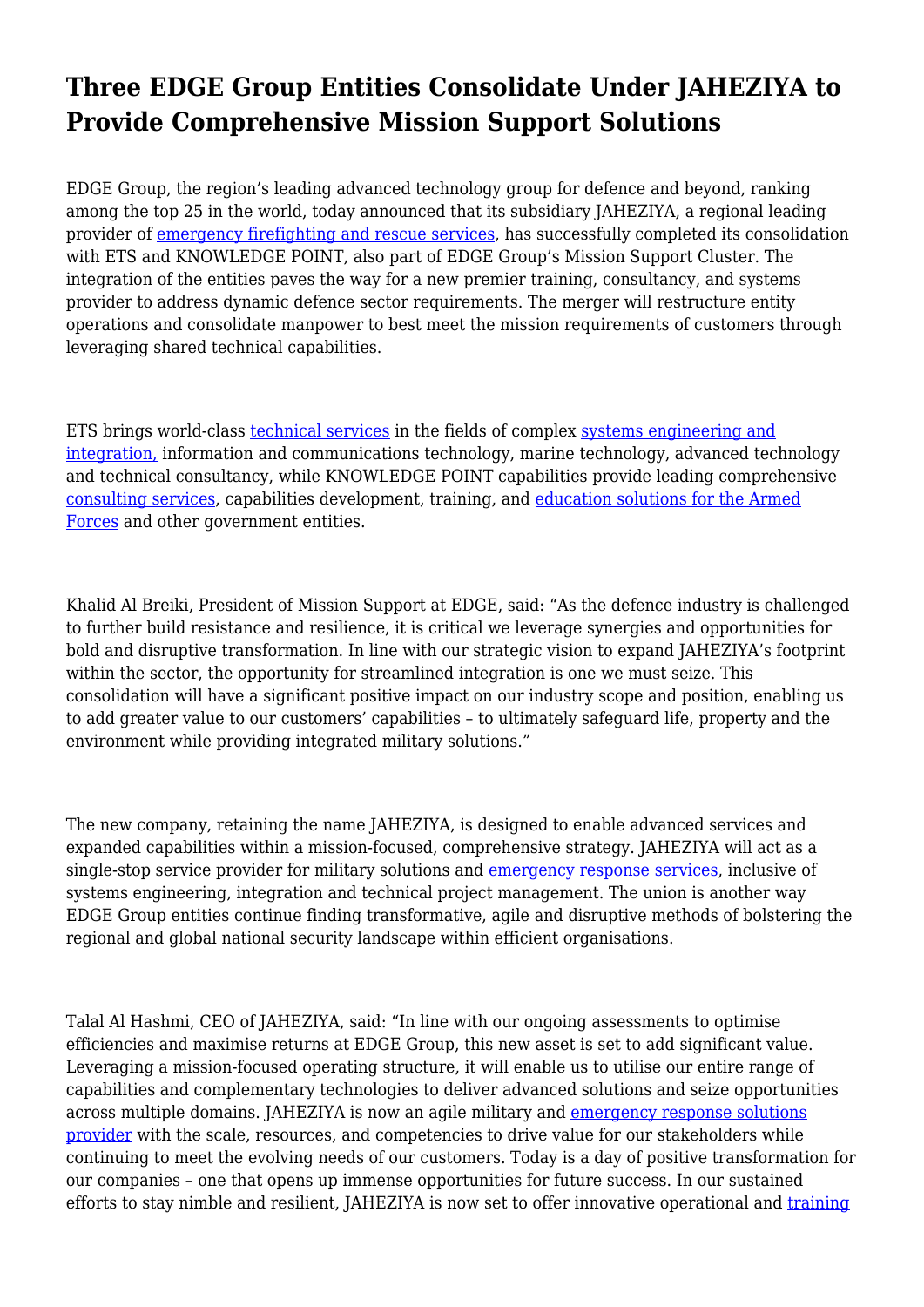# Three EDGE Group Entities Consolidate Under JAHEZIYA to Provide Comprehensive Mission Support Solutions

EDGE Group, the region's leading advanced technology group for defence and beyond, ranking among the top 25 in the world, today announced that its subsidiary JAHEZIYA, a regional leading provider of emergency firefighting and rescue services, has successfully completed its consolidation with ETS and KNOWLEDGE POINT, also part of EDGE Group's Mission Support Cluster. The integration of the entities paves the way for a new premier training, consultancy, and systems provider to address dynamic defence sector requirements. The merger will restructure entity operations and consolidate manpower to best meet the mission requirements of customers through leveraging shared technical capabilities.

ETS brings world-class technical services in the fields of complex systems engineering and integration, information and communications technology, marine technology, advanced technology and technical consultancy, while KNOWLEDGE POINT capabilities provide leading comprehensive consulting services, capabilities development, training, and education solutions for the Armed Forces and other government entities.

Khalid Al Breiki, President of Mission Support at EDGE, said: "As the defence industry is challenged to further build resistance and resilience, it is critical we leverage synergies and opportunities for bold and disruptive transformation. In line with our strategic vision to expand JAHEZIYA's footprint within the sector, the opportunity for streamlined integration is one we must seize. This consolidation will have a significant positive impact on our industry scope and position, enabling us to add greater value to our customers' capabilities – to ultimately safeguard life, property and the environment while providing integrated military solutions."

The new company, retaining the name JAHEZIYA, is designed to enable advanced services and expanded capabilities within a mission-focused, comprehensive strategy. JAHEZIYA will act as a single-stop service provider for military solutions and emergency response services, inclusive of systems engineering, integration and technical project management. The union is another way EDGE Group entities continue finding transformative, agile and disruptive methods of bolstering the regional and global national security landscape within efficient organisations.

Talal Al Hashmi, CEO of JAHEZIYA, said: "In line with our ongoing assessments to optimise efficiencies and maximise returns at EDGE Group, this new asset is set to add significant value. Leveraging a mission-focused operating structure, it will enable us to utilise our entire range of capabilities and complementary technologies to deliver advanced solutions and seize opportunities across multiple domains. JAHEZIYA is now an agile military and emergency response solutions provider with the scale, resources, and competencies to drive value for our stakeholders while continuing to meet the evolving needs of our customers. Today is a day of positive transformation for our companies – one that opens up immense opportunities for future success. In our sustained efforts to stay nimble and resilient, JAHEZIYA is now set to offer innovative operational and training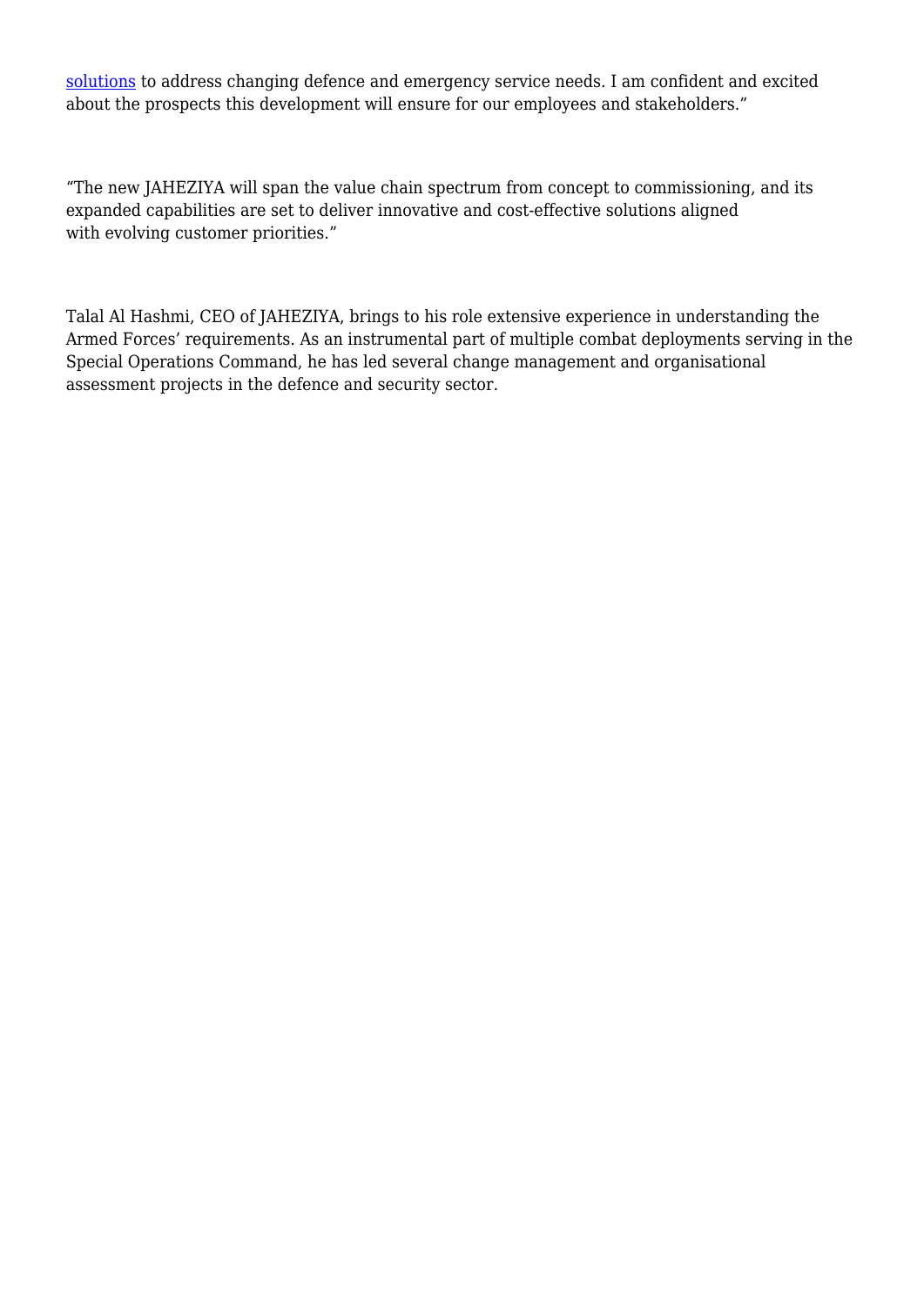[solutions] to address changing defence and emergency service needs. I am confident and excited about the prospects this development will ensure for our employees and stakeholders."

"The new JAHEZIYA will span the value chain spectrum from concept to commissioning, and its expanded capabilities are set to deliver innovative and cost-effective solutions aligned with evolving customer priorities."

Talal Al Hashmi, CEO of JAHEZIYA, brings to his role extensive experience in understanding the Armed Forces' requirements. As an instrumental part of multiple combat deployments serving in the Special Operations Command, he has led several change management and organisational assessment projects in the defence and security sector.